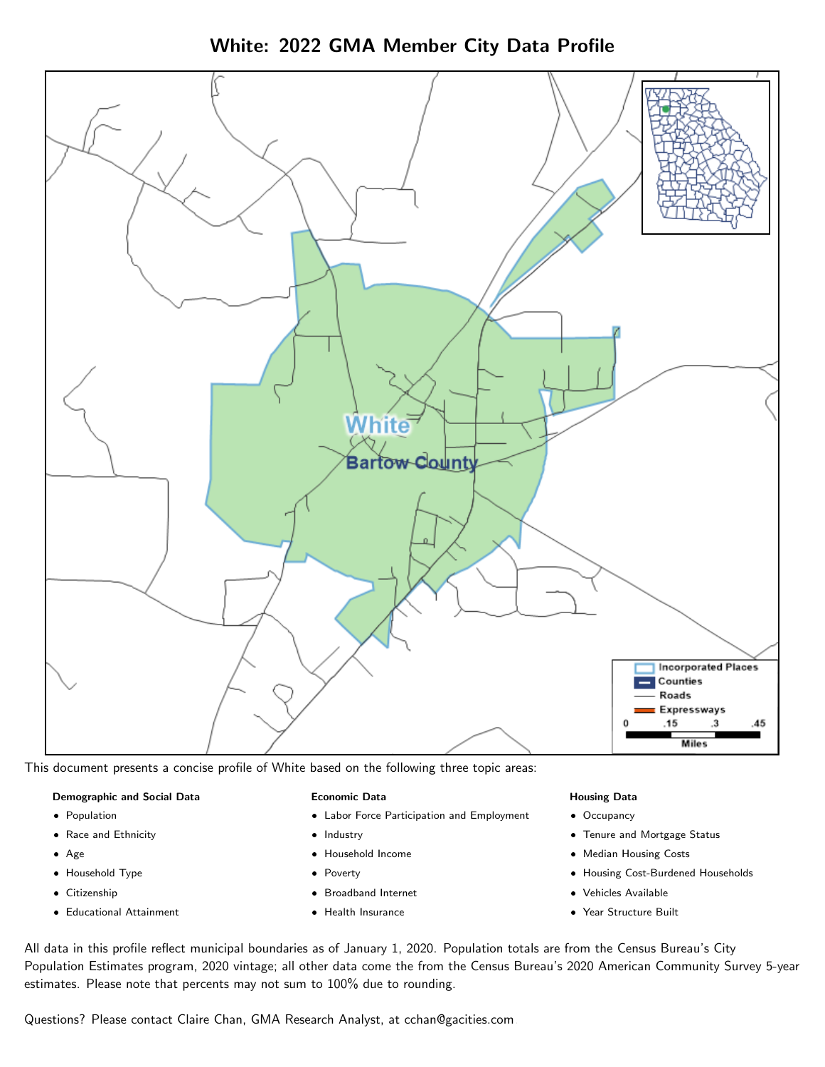# White: 2022 GMA Member City Data Profile

This document presents a concise profile of White based on the following three topic areas:

**Demographic and Social Data**

- Population
- Race and Ethnicity
- Age
- Household Type
- Citizenship
- Educational Attainment

**Economic Data**

- Labor Force Participation and Employment
- Industry
- Household Income
- Poverty
- Broadband Internet
- Health Insurance

**Housing Data**

- Occupancy
- Tenure and Mortgage Status
- Median Housing Costs
- Housing Cost-Burdened Households
- Vehicles Available
- Year Structure Built

All data in this profile reflect municipal boundaries as of January 1, 2020. Population totals are from the Census Bureau's City Population Estimates program, 2020 vintage; all other data come the from the Census Bureau's 2020 American Community Survey 5-year estimates. Please note that percents may not sum to 100% due to rounding.

Questions? Please contact Claire Chan, GMA Research Analyst, at cchan@gacities.com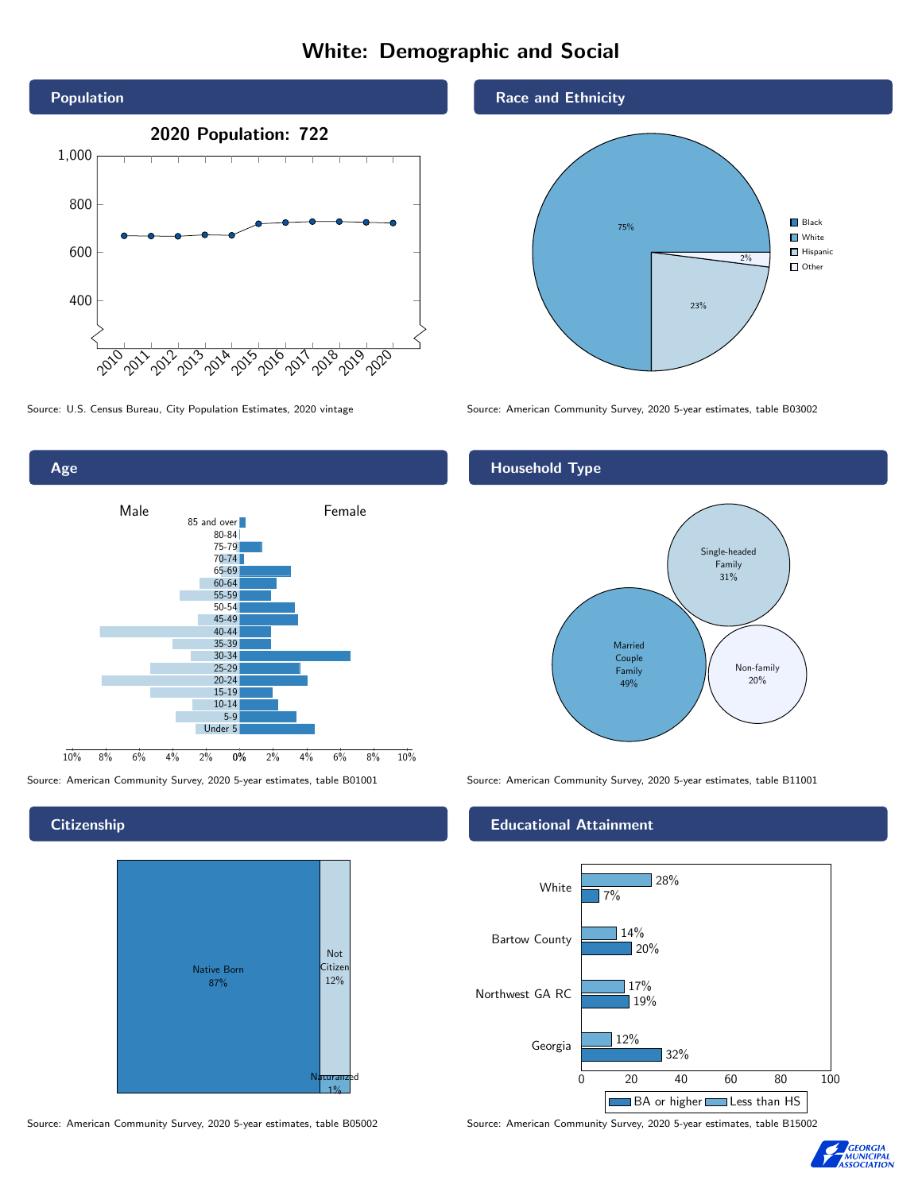# White: Demographic and Social

## Population

2020 Population: 722

Source: U.S. Census Bureau, City Population Estimates, 2020 vintage

## Race and Ethnicity

| | |
|---|---|
| Black | |
| White | 75% |
| Hispanic | 23% |
| Other | 2% |

Source: American Community Survey, 2020 5-year estimates, table B03002

## Age

Male / Female

Source: American Community Survey, 2020 5-year estimates, table B01001

## Household Type

| | |
|---|---|
| Married Couple Family | 49% |
| Single-headed Family | 31% |
| Non-family | 20% |

Source: American Community Survey, 2020 5-year estimates, table B11001

## Citizenship

| | |
|---|---|
| Native Born | 87% |
| Not Citizen | 12% |
| Naturalized | 1% |

Source: American Community Survey, 2020 5-year estimates, table B05002

## Educational Attainment

| | Less than HS | BA or higher |
|---|---|---|
| White | 28% | 7% |
| Bartow County | 14% | 20% |
| Northwest GA RC | 17% | 19% |
| Georgia | 12% | 32% |

Source: American Community Survey, 2020 5-year estimates, table B15002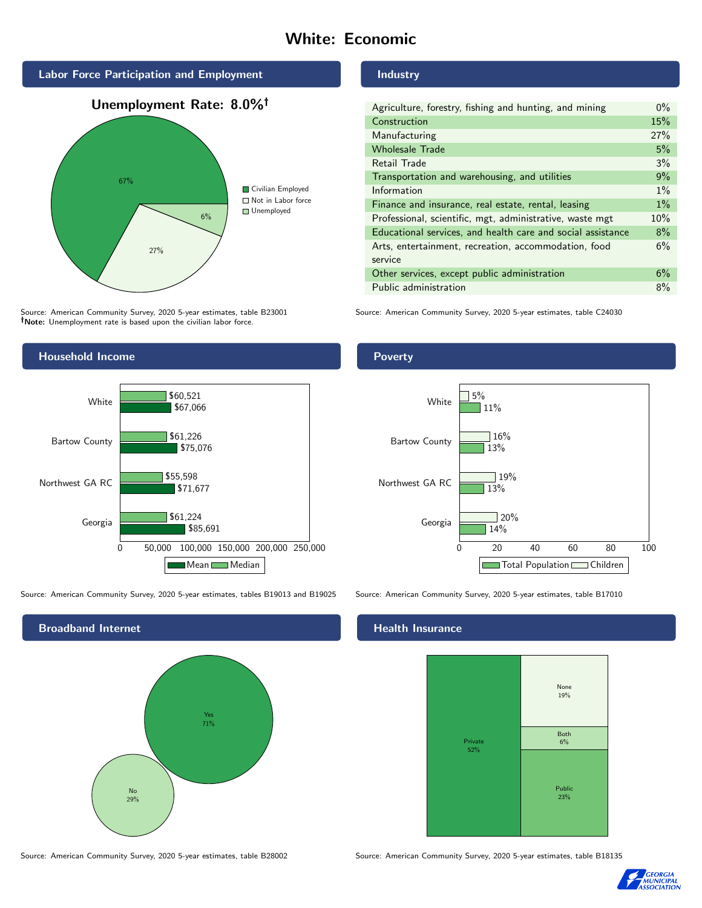# White: Economic

## Labor Force Participation and Employment

**Unemployment Rate: 8.0%†**

| Category | Percent |
|---|---|
| Civilian Employed | 67% |
| Not in Labor force | 27% |
| Unemployed | 6% |

Source: American Community Survey, 2020 5-year estimates, table B23001
**†Note:** Unemployment rate is based upon the civilian labor force.

## Industry

| Industry | Percent |
|---|---|
| Agriculture, forestry, fishing and hunting, and mining | 0% |
| Construction | 15% |
| Manufacturing | 27% |
| Wholesale Trade | 5% |
| Retail Trade | 3% |
| Transportation and warehousing, and utilities | 9% |
| Information | 1% |
| Finance and insurance, real estate, rental, leasing | 1% |
| Professional, scientific, mgt, administrative, waste mgt | 10% |
| Educational services, and health care and social assistance | 8% |
| Arts, entertainment, recreation, accommodation, food service | 6% |
| Other services, except public administration | 6% |
| Public administration | 8% |

Source: American Community Survey, 2020 5-year estimates, table C24030

## Household Income

| | Median | Mean |
|---|---|---|
| White | $60,521 | $67,066 |
| Bartow County | $61,226 | $75,076 |
| Northwest GA RC | $55,598 | $71,677 |
| Georgia | $61,224 | $85,691 |

Source: American Community Survey, 2020 5-year estimates, tables B19013 and B19025

## Poverty

| | Children | Total Population |
|---|---|---|
| White | 5% | 11% |
| Bartow County | 16% | 13% |
| Northwest GA RC | 19% | 13% |
| Georgia | 20% | 14% |

Source: American Community Survey, 2020 5-year estimates, table B17010

## Broadband Internet

| | Percent |
|---|---|
| Yes | 71% |
| No | 29% |

Source: American Community Survey, 2020 5-year estimates, table B28002

## Health Insurance

| | Percent |
|---|---|
| Private | 52% |
| None | 19% |
| Both | 6% |
| Public | 23% |

Source: American Community Survey, 2020 5-year estimates, table B18135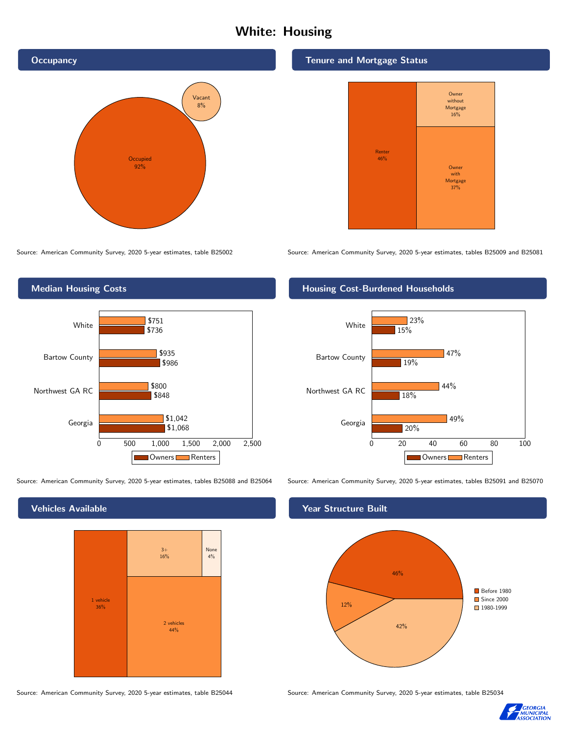# White: Housing

## Occupancy

Vacant
8%

Occupied
92%

Source: American Community Survey, 2020 5-year estimates, table B25002

## Tenure and Mortgage Status

Renter
46%

Owner without Mortgage
16%

Owner with Mortgage
37%

Source: American Community Survey, 2020 5-year estimates, tables B25009 and B25081

## Median Housing Costs

White
$751
$736

Bartow County
$935
$986

Northwest GA RC
$800
$848

Georgia
$1,042
$1,068

0 500 1,000 1,500 2,000 2,500

Owners Renters

Source: American Community Survey, 2020 5-year estimates, tables B25088 and B25064

## Housing Cost-Burdened Households

White
23%
15%

Bartow County
47%
19%

Northwest GA RC
44%
18%

Georgia
49%
20%

0 20 40 60 80 100

Owners Renters

Source: American Community Survey, 2020 5-year estimates, tables B25091 and B25070

## Vehicles Available

1 vehicle
36%

3+
16%

None
4%

2 vehicles
44%

Source: American Community Survey, 2020 5-year estimates, table B25044

## Year Structure Built

46%

12%

42%

Before 1980
Since 2000
1980-1999

Source: American Community Survey, 2020 5-year estimates, table B25034